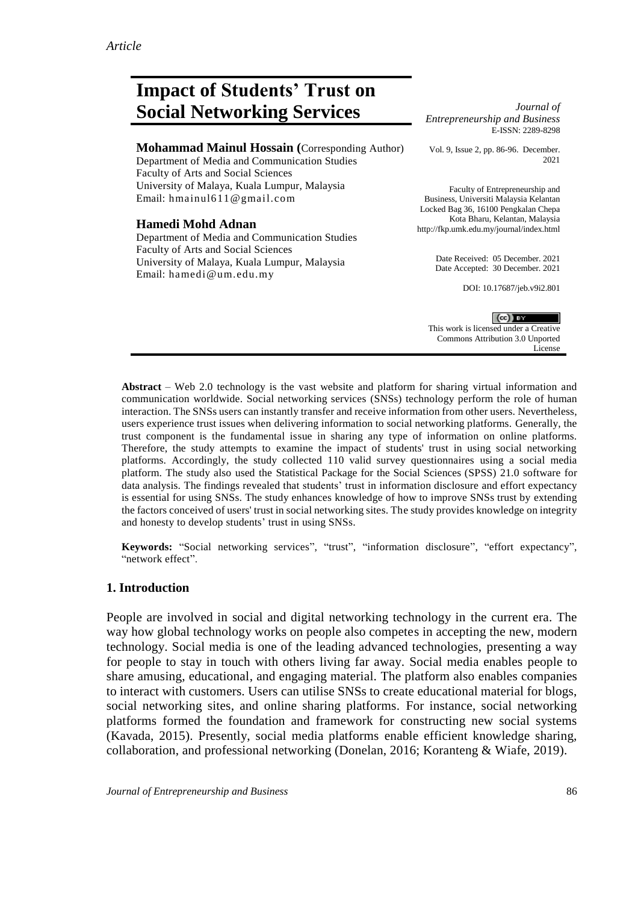*Article*

# Impact of Students' Trust on Social Networking Services

**Mohammad Mainul Hossain (**Corresponding Author)
Department of Media and Communication Studies
Faculty of Arts and Social Sciences
University of Malaya, Kuala Lumpur, Malaysia
Email: hmainul611@gmail.com

**Hamedi Mohd Adnan**
Department of Media and Communication Studies
Faculty of Arts and Social Sciences
University of Malaya, Kuala Lumpur, Malaysia
Email: hamedi@um.edu.my

*Journal of Entrepreneurship and Business*
E-ISSN: 2289-8298

Vol. 9, Issue 2, pp. 86-96. December. 2021

Faculty of Entrepreneurship and Business, Universiti Malaysia Kelantan
Locked Bag 36, 16100 Pengkalan Chepa
Kota Bharu, Kelantan, Malaysia
http://fkp.umk.edu.my/journal/index.html

Date Received: 05 December. 2021
Date Accepted: 30 December. 2021

DOI: 10.17687/jeb.v9i2.801

This work is licensed under a Creative Commons Attribution 3.0 Unported License

**Abstract** – Web 2.0 technology is the vast website and platform for sharing virtual information and communication worldwide. Social networking services (SNSs) technology perform the role of human interaction. The SNSs users can instantly transfer and receive information from other users. Nevertheless, users experience trust issues when delivering information to social networking platforms. Generally, the trust component is the fundamental issue in sharing any type of information on online platforms. Therefore, the study attempts to examine the impact of students' trust in using social networking platforms. Accordingly, the study collected 110 valid survey questionnaires using a social media platform. The study also used the Statistical Package for the Social Sciences (SPSS) 21.0 software for data analysis. The findings revealed that students' trust in information disclosure and effort expectancy is essential for using SNSs. The study enhances knowledge of how to improve SNSs trust by extending the factors conceived of users' trust in social networking sites. The study provides knowledge on integrity and honesty to develop students' trust in using SNSs.

**Keywords:** "Social networking services", "trust", "information disclosure", "effort expectancy", "network effect".

## 1. Introduction

People are involved in social and digital networking technology in the current era. The way how global technology works on people also competes in accepting the new, modern technology. Social media is one of the leading advanced technologies, presenting a way for people to stay in touch with others living far away. Social media enables people to share amusing, educational, and engaging material. The platform also enables companies to interact with customers. Users can utilise SNSs to create educational material for blogs, social networking sites, and online sharing platforms. For instance, social networking platforms formed the foundation and framework for constructing new social systems (Kavada, 2015). Presently, social media platforms enable efficient knowledge sharing, collaboration, and professional networking (Donelan, 2016; Koranteng & Wiafe, 2019).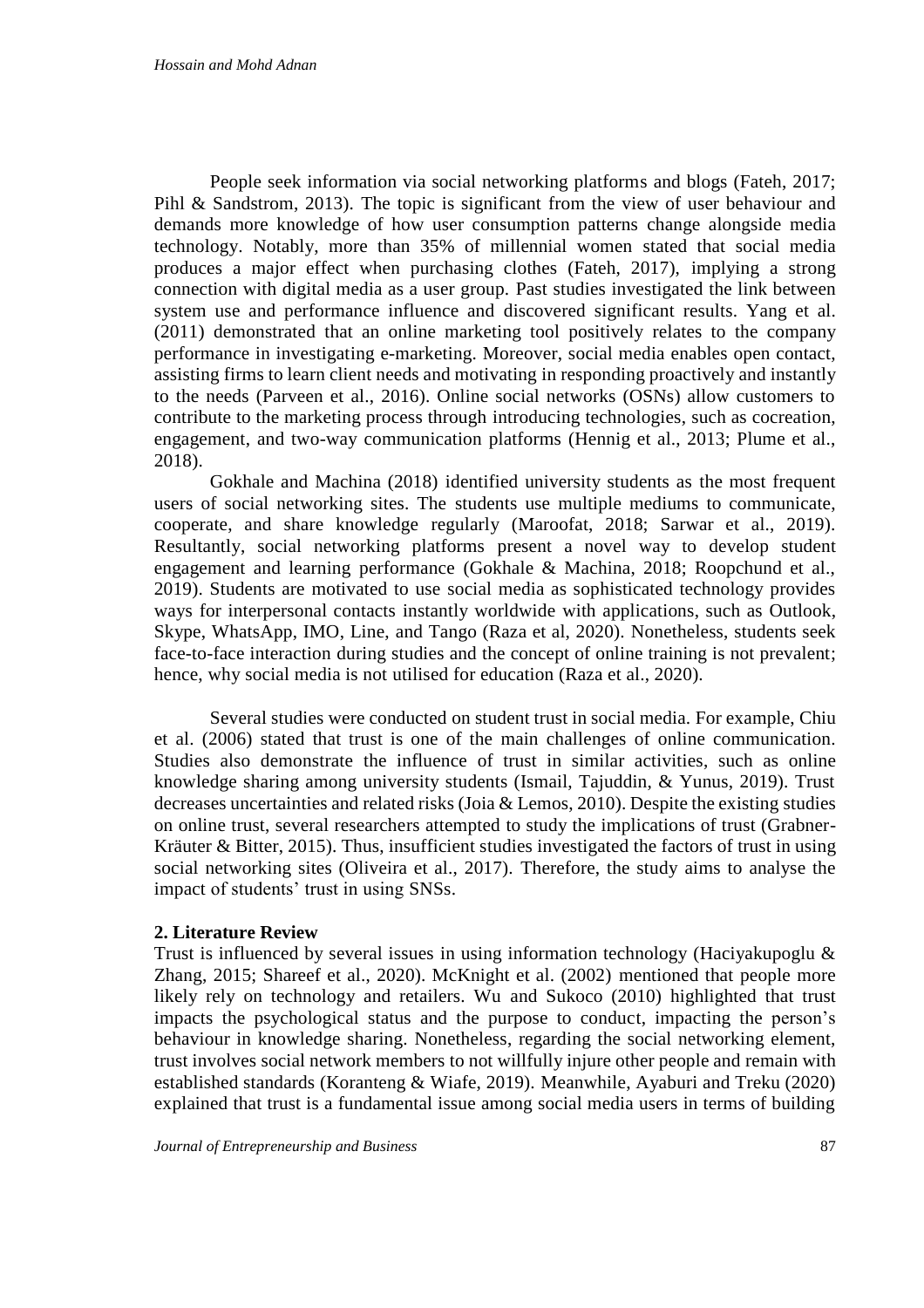People seek information via social networking platforms and blogs (Fateh, 2017; Pihl & Sandstrom, 2013). The topic is significant from the view of user behaviour and demands more knowledge of how user consumption patterns change alongside media technology. Notably, more than 35% of millennial women stated that social media produces a major effect when purchasing clothes (Fateh, 2017), implying a strong connection with digital media as a user group. Past studies investigated the link between system use and performance influence and discovered significant results. Yang et al. (2011) demonstrated that an online marketing tool positively relates to the company performance in investigating e-marketing. Moreover, social media enables open contact, assisting firms to learn client needs and motivating in responding proactively and instantly to the needs (Parveen et al., 2016). Online social networks (OSNs) allow customers to contribute to the marketing process through introducing technologies, such as cocreation, engagement, and two-way communication platforms (Hennig et al., 2013; Plume et al., 2018).

Gokhale and Machina (2018) identified university students as the most frequent users of social networking sites. The students use multiple mediums to communicate, cooperate, and share knowledge regularly (Maroofat, 2018; Sarwar et al., 2019). Resultantly, social networking platforms present a novel way to develop student engagement and learning performance (Gokhale & Machina, 2018; Roopchund et al., 2019). Students are motivated to use social media as sophisticated technology provides ways for interpersonal contacts instantly worldwide with applications, such as Outlook, Skype, WhatsApp, IMO, Line, and Tango (Raza et al, 2020). Nonetheless, students seek face-to-face interaction during studies and the concept of online training is not prevalent; hence, why social media is not utilised for education (Raza et al., 2020).

Several studies were conducted on student trust in social media. For example, Chiu et al. (2006) stated that trust is one of the main challenges of online communication. Studies also demonstrate the influence of trust in similar activities, such as online knowledge sharing among university students (Ismail, Tajuddin, & Yunus, 2019). Trust decreases uncertainties and related risks (Joia & Lemos, 2010). Despite the existing studies on online trust, several researchers attempted to study the implications of trust (Grabner-Kräuter & Bitter, 2015). Thus, insufficient studies investigated the factors of trust in using social networking sites (Oliveira et al., 2017). Therefore, the study aims to analyse the impact of students' trust in using SNSs.

## 2. Literature Review

Trust is influenced by several issues in using information technology (Haciyakupoglu & Zhang, 2015; Shareef et al., 2020). McKnight et al. (2002) mentioned that people more likely rely on technology and retailers. Wu and Sukoco (2010) highlighted that trust impacts the psychological status and the purpose to conduct, impacting the person's behaviour in knowledge sharing. Nonetheless, regarding the social networking element, trust involves social network members to not willfully injure other people and remain with established standards (Koranteng & Wiafe, 2019). Meanwhile, Ayaburi and Treku (2020) explained that trust is a fundamental issue among social media users in terms of building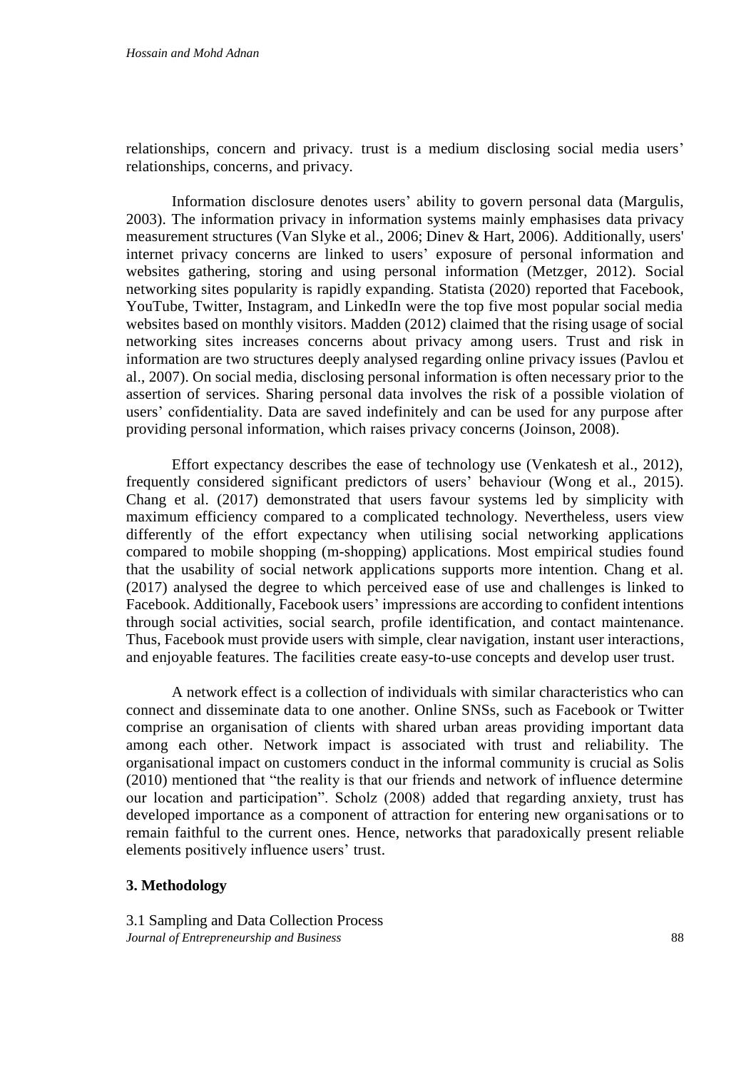relationships, concern and privacy. trust is a medium disclosing social media users' relationships, concerns, and privacy.

Information disclosure denotes users' ability to govern personal data (Margulis, 2003). The information privacy in information systems mainly emphasises data privacy measurement structures (Van Slyke et al., 2006; Dinev & Hart, 2006). Additionally, users' internet privacy concerns are linked to users' exposure of personal information and websites gathering, storing and using personal information (Metzger, 2012). Social networking sites popularity is rapidly expanding. Statista (2020) reported that Facebook, YouTube, Twitter, Instagram, and LinkedIn were the top five most popular social media websites based on monthly visitors. Madden (2012) claimed that the rising usage of social networking sites increases concerns about privacy among users. Trust and risk in information are two structures deeply analysed regarding online privacy issues (Pavlou et al., 2007). On social media, disclosing personal information is often necessary prior to the assertion of services. Sharing personal data involves the risk of a possible violation of users' confidentiality. Data are saved indefinitely and can be used for any purpose after providing personal information, which raises privacy concerns (Joinson, 2008).

Effort expectancy describes the ease of technology use (Venkatesh et al., 2012), frequently considered significant predictors of users' behaviour (Wong et al., 2015). Chang et al. (2017) demonstrated that users favour systems led by simplicity with maximum efficiency compared to a complicated technology. Nevertheless, users view differently of the effort expectancy when utilising social networking applications compared to mobile shopping (m-shopping) applications. Most empirical studies found that the usability of social network applications supports more intention. Chang et al. (2017) analysed the degree to which perceived ease of use and challenges is linked to Facebook. Additionally, Facebook users' impressions are according to confident intentions through social activities, social search, profile identification, and contact maintenance. Thus, Facebook must provide users with simple, clear navigation, instant user interactions, and enjoyable features. The facilities create easy-to-use concepts and develop user trust.

A network effect is a collection of individuals with similar characteristics who can connect and disseminate data to one another. Online SNSs, such as Facebook or Twitter comprise an organisation of clients with shared urban areas providing important data among each other. Network impact is associated with trust and reliability. The organisational impact on customers conduct in the informal community is crucial as Solis (2010) mentioned that "the reality is that our friends and network of influence determine our location and participation". Scholz (2008) added that regarding anxiety, trust has developed importance as a component of attraction for entering new organisations or to remain faithful to the current ones. Hence, networks that paradoxically present reliable elements positively influence users' trust.

## 3. Methodology

### 3.1 Sampling and Data Collection Process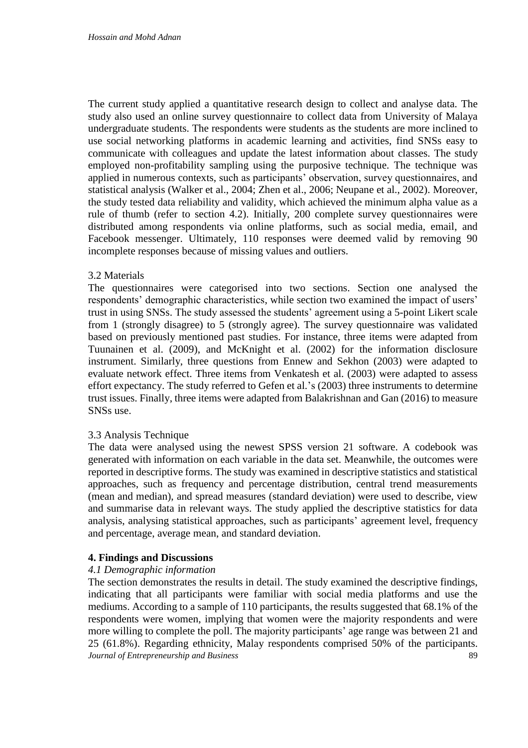The current study applied a quantitative research design to collect and analyse data. The study also used an online survey questionnaire to collect data from University of Malaya undergraduate students. The respondents were students as the students are more inclined to use social networking platforms in academic learning and activities, find SNSs easy to communicate with colleagues and update the latest information about classes. The study employed non-profitability sampling using the purposive technique. The technique was applied in numerous contexts, such as participants' observation, survey questionnaires, and statistical analysis (Walker et al., 2004; Zhen et al., 2006; Neupane et al., 2002). Moreover, the study tested data reliability and validity, which achieved the minimum alpha value as a rule of thumb (refer to section 4.2). Initially, 200 complete survey questionnaires were distributed among respondents via online platforms, such as social media, email, and Facebook messenger. Ultimately, 110 responses were deemed valid by removing 90 incomplete responses because of missing values and outliers.

3.2 Materials

The questionnaires were categorised into two sections. Section one analysed the respondents' demographic characteristics, while section two examined the impact of users' trust in using SNSs. The study assessed the students' agreement using a 5-point Likert scale from 1 (strongly disagree) to 5 (strongly agree). The survey questionnaire was validated based on previously mentioned past studies. For instance, three items were adapted from Tuunainen et al. (2009), and McKnight et al. (2002) for the information disclosure instrument. Similarly, three questions from Ennew and Sekhon (2003) were adapted to evaluate network effect. Three items from Venkatesh et al. (2003) were adapted to assess effort expectancy. The study referred to Gefen et al.'s (2003) three instruments to determine trust issues. Finally, three items were adapted from Balakrishnan and Gan (2016) to measure SNSs use.

3.3 Analysis Technique

The data were analysed using the newest SPSS version 21 software. A codebook was generated with information on each variable in the data set. Meanwhile, the outcomes were reported in descriptive forms. The study was examined in descriptive statistics and statistical approaches, such as frequency and percentage distribution, central trend measurements (mean and median), and spread measures (standard deviation) were used to describe, view and summarise data in relevant ways. The study applied the descriptive statistics for data analysis, analysing statistical approaches, such as participants' agreement level, frequency and percentage, average mean, and standard deviation.

## 4. Findings and Discussions

### *4.1 Demographic information*

The section demonstrates the results in detail. The study examined the descriptive findings, indicating that all participants were familiar with social media platforms and use the mediums. According to a sample of 110 participants, the results suggested that 68.1% of the respondents were women, implying that women were the majority respondents and were more willing to complete the poll. The majority participants' age range was between 21 and 25 (61.8%). Regarding ethnicity, Malay respondents comprised 50% of the participants.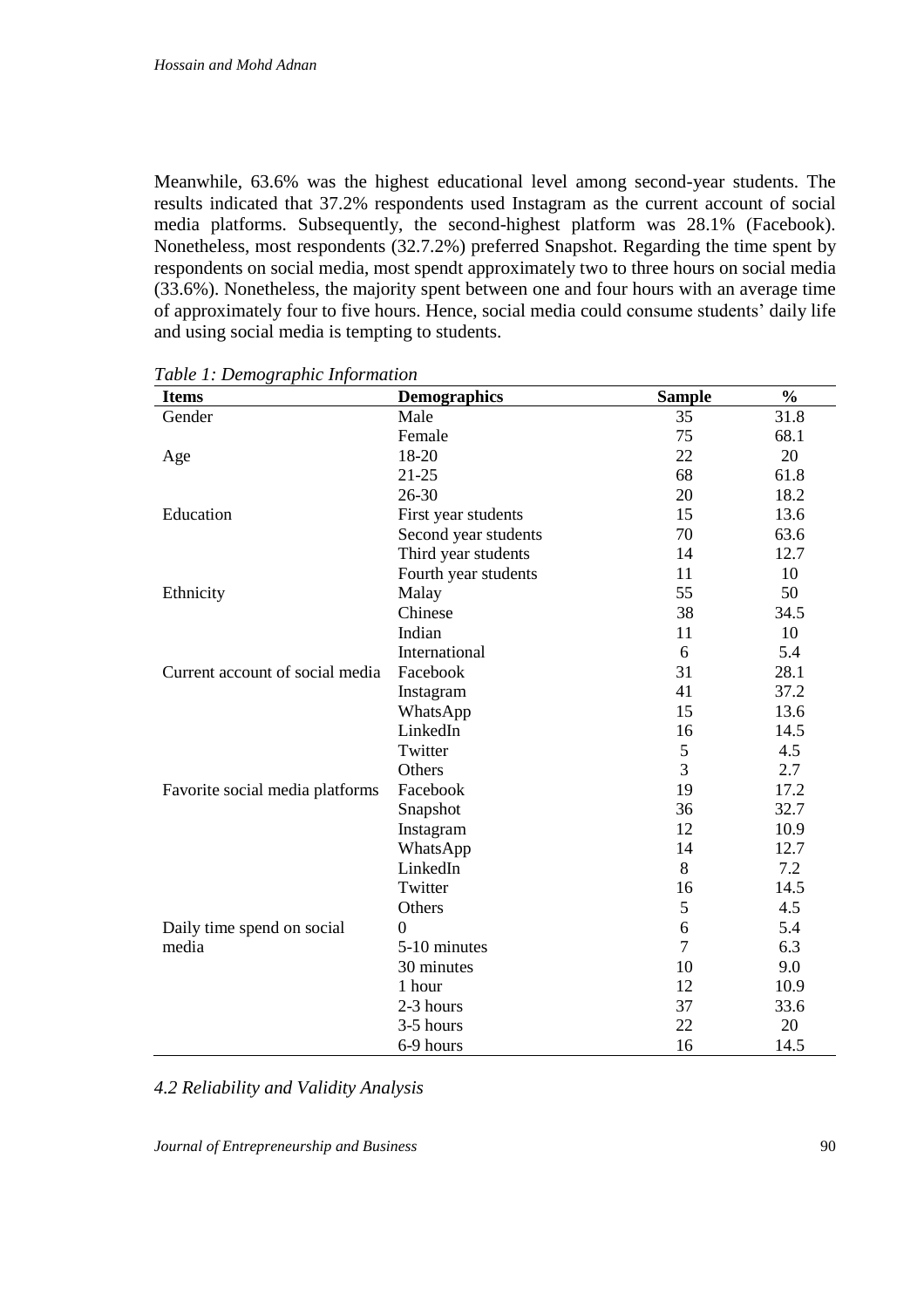Meanwhile, 63.6% was the highest educational level among second-year students. The results indicated that 37.2% respondents used Instagram as the current account of social media platforms. Subsequently, the second-highest platform was 28.1% (Facebook). Nonetheless, most respondents (32.7.2%) preferred Snapshot. Regarding the time spent by respondents on social media, most spendt approximately two to three hours on social media (33.6%). Nonetheless, the majority spent between one and four hours with an average time of approximately four to five hours. Hence, social media could consume students' daily life and using social media is tempting to students.

*Table 1: Demographic Information*

| Items | Demographics | Sample | % |
|---|---|---|---|
| Gender | Male | 35 | 31.8 |
| | Female | 75 | 68.1 |
| Age | 18-20 | 22 | 20 |
| | 21-25 | 68 | 61.8 |
| | 26-30 | 20 | 18.2 |
| Education | First year students | 15 | 13.6 |
| | Second year students | 70 | 63.6 |
| | Third year students | 14 | 12.7 |
| | Fourth year students | 11 | 10 |
| Ethnicity | Malay | 55 | 50 |
| | Chinese | 38 | 34.5 |
| | Indian | 11 | 10 |
| | International | 6 | 5.4 |
| Current account of social media | Facebook | 31 | 28.1 |
| | Instagram | 41 | 37.2 |
| | WhatsApp | 15 | 13.6 |
| | LinkedIn | 16 | 14.5 |
| | Twitter | 5 | 4.5 |
| | Others | 3 | 2.7 |
| Favorite social media platforms | Facebook | 19 | 17.2 |
| | Snapshot | 36 | 32.7 |
| | Instagram | 12 | 10.9 |
| | WhatsApp | 14 | 12.7 |
| | LinkedIn | 8 | 7.2 |
| | Twitter | 16 | 14.5 |
| | Others | 5 | 4.5 |
| Daily time spend on social media | 0 | 6 | 5.4 |
| | 5-10 minutes | 7 | 6.3 |
| | 30 minutes | 10 | 9.0 |
| | 1 hour | 12 | 10.9 |
| | 2-3 hours | 37 | 33.6 |
| | 3-5 hours | 22 | 20 |
| | 6-9 hours | 16 | 14.5 |

*4.2 Reliability and Validity Analysis*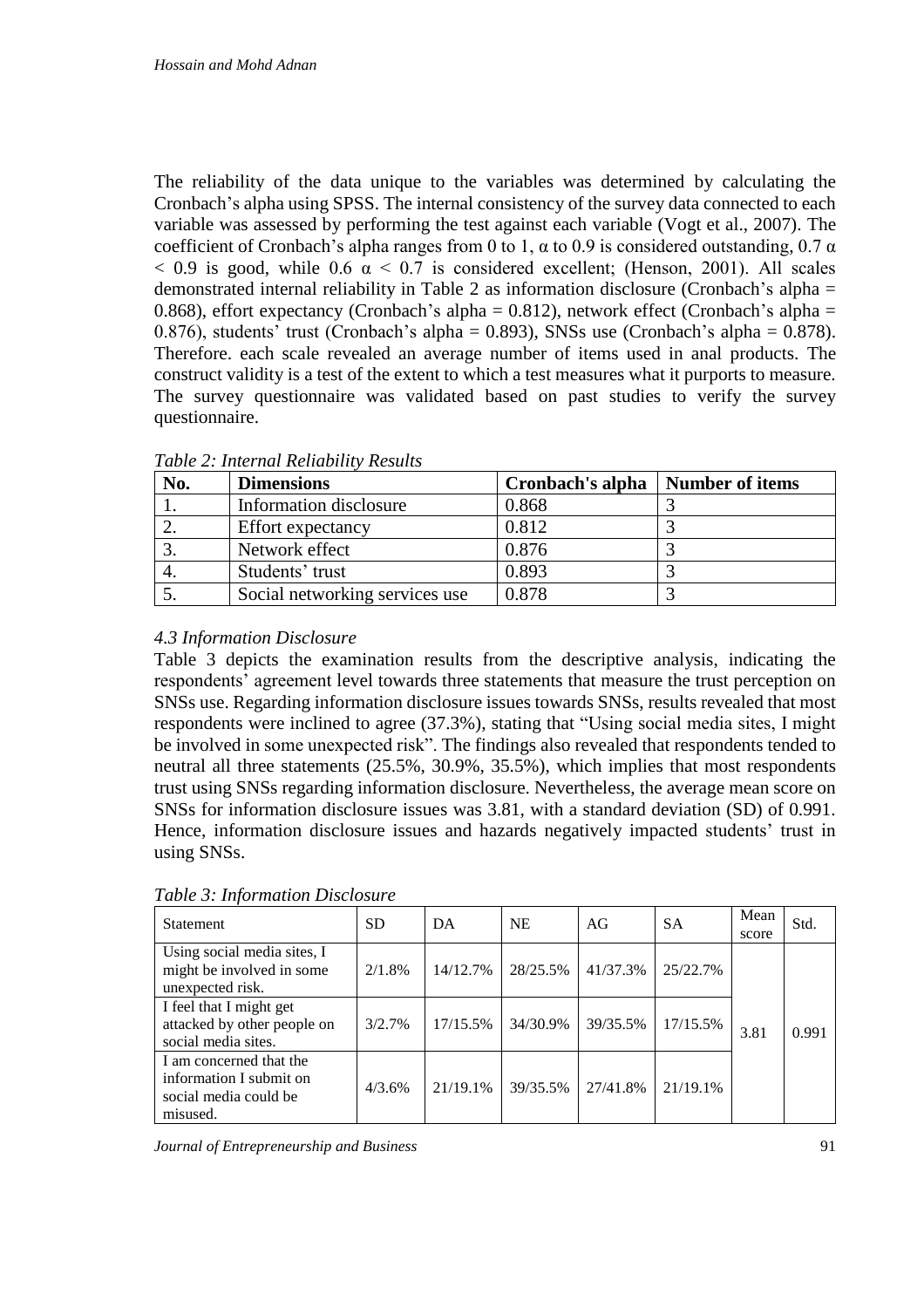The reliability of the data unique to the variables was determined by calculating the Cronbach's alpha using SPSS. The internal consistency of the survey data connected to each variable was assessed by performing the test against each variable (Vogt et al., 2007). The coefficient of Cronbach's alpha ranges from 0 to 1, α to 0.9 is considered outstanding, 0.7 α < 0.9 is good, while 0.6 α < 0.7 is considered excellent; (Henson, 2001). All scales demonstrated internal reliability in Table 2 as information disclosure (Cronbach's alpha = 0.868), effort expectancy (Cronbach's alpha = 0.812), network effect (Cronbach's alpha = 0.876), students' trust (Cronbach's alpha = 0.893), SNSs use (Cronbach's alpha = 0.878). Therefore. each scale revealed an average number of items used in anal products. The construct validity is a test of the extent to which a test measures what it purports to measure. The survey questionnaire was validated based on past studies to verify the survey questionnaire.

*Table 2: Internal Reliability Results*

| No. | Dimensions | Cronbach's alpha | Number of items |
|---|---|---|---|
| 1. | Information disclosure | 0.868 | 3 |
| 2. | Effort expectancy | 0.812 | 3 |
| 3. | Network effect | 0.876 | 3 |
| 4. | Students' trust | 0.893 | 3 |
| 5. | Social networking services use | 0.878 | 3 |

### *4.3 Information Disclosure*

Table 3 depicts the examination results from the descriptive analysis, indicating the respondents' agreement level towards three statements that measure the trust perception on SNSs use. Regarding information disclosure issues towards SNSs, results revealed that most respondents were inclined to agree (37.3%), stating that "Using social media sites, I might be involved in some unexpected risk". The findings also revealed that respondents tended to neutral all three statements (25.5%, 30.9%, 35.5%), which implies that most respondents trust using SNSs regarding information disclosure. Nevertheless, the average mean score on SNSs for information disclosure issues was 3.81, with a standard deviation (SD) of 0.991. Hence, information disclosure issues and hazards negatively impacted students' trust in using SNSs.

*Table 3: Information Disclosure*

| Statement | SD | DA | NE | AG | SA | Mean score | Std. |
|---|---|---|---|---|---|---|---|
| Using social media sites, I might be involved in some unexpected risk. | 2/1.8% | 14/12.7% | 28/25.5% | 41/37.3% | 25/22.7% | 3.81 | 0.991 |
| I feel that I might get attacked by other people on social media sites. | 3/2.7% | 17/15.5% | 34/30.9% | 39/35.5% | 17/15.5% | | |
| I am concerned that the information I submit on social media could be misused. | 4/3.6% | 21/19.1% | 39/35.5% | 27/41.8% | 21/19.1% | | |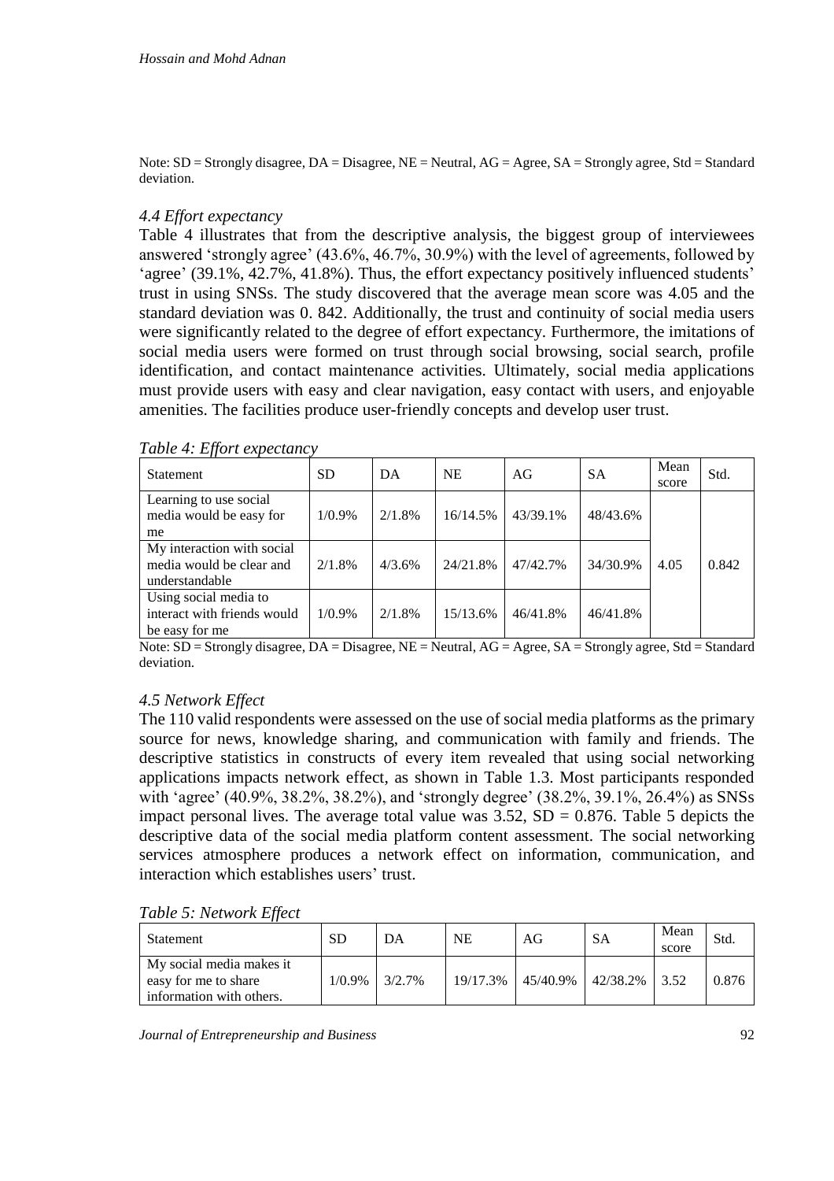Note: SD = Strongly disagree, DA = Disagree, NE = Neutral, AG = Agree, SA = Strongly agree, Std = Standard deviation.

### *4.4 Effort expectancy*

Table 4 illustrates that from the descriptive analysis, the biggest group of interviewees answered 'strongly agree' (43.6%, 46.7%, 30.9%) with the level of agreements, followed by 'agree' (39.1%, 42.7%, 41.8%). Thus, the effort expectancy positively influenced students' trust in using SNSs. The study discovered that the average mean score was 4.05 and the standard deviation was 0. 842. Additionally, the trust and continuity of social media users were significantly related to the degree of effort expectancy. Furthermore, the imitations of social media users were formed on trust through social browsing, social search, profile identification, and contact maintenance activities. Ultimately, social media applications must provide users with easy and clear navigation, easy contact with users, and enjoyable amenities. The facilities produce user-friendly concepts and develop user trust.

*Table 4: Effort expectancy*

| Statement | SD | DA | NE | AG | SA | Mean score | Std. |
|---|---|---|---|---|---|---|---|
| Learning to use social media would be easy for me | 1/0.9% | 2/1.8% | 16/14.5% | 43/39.1% | 48/43.6% | 4.05 | 0.842 |
| My interaction with social media would be clear and understandable | 2/1.8% | 4/3.6% | 24/21.8% | 47/42.7% | 34/30.9% | | |
| Using social media to interact with friends would be easy for me | 1/0.9% | 2/1.8% | 15/13.6% | 46/41.8% | 46/41.8% | | |

Note: SD = Strongly disagree, DA = Disagree, NE = Neutral, AG = Agree, SA = Strongly agree, Std = Standard deviation.

### *4.5 Network Effect*

The 110 valid respondents were assessed on the use of social media platforms as the primary source for news, knowledge sharing, and communication with family and friends. The descriptive statistics in constructs of every item revealed that using social networking applications impacts network effect, as shown in Table 1.3. Most participants responded with 'agree' (40.9%, 38.2%, 38.2%), and 'strongly degree' (38.2%, 39.1%, 26.4%) as SNSs impact personal lives. The average total value was 3.52, SD = 0.876. Table 5 depicts the descriptive data of the social media platform content assessment. The social networking services atmosphere produces a network effect on information, communication, and interaction which establishes users' trust.

*Table 5: Network Effect*

| Statement | SD | DA | NE | AG | SA | Mean score | Std. |
|---|---|---|---|---|---|---|---|
| My social media makes it easy for me to share information with others. | 1/0.9% | 3/2.7% | 19/17.3% | 45/40.9% | 42/38.2% | 3.52 | 0.876 |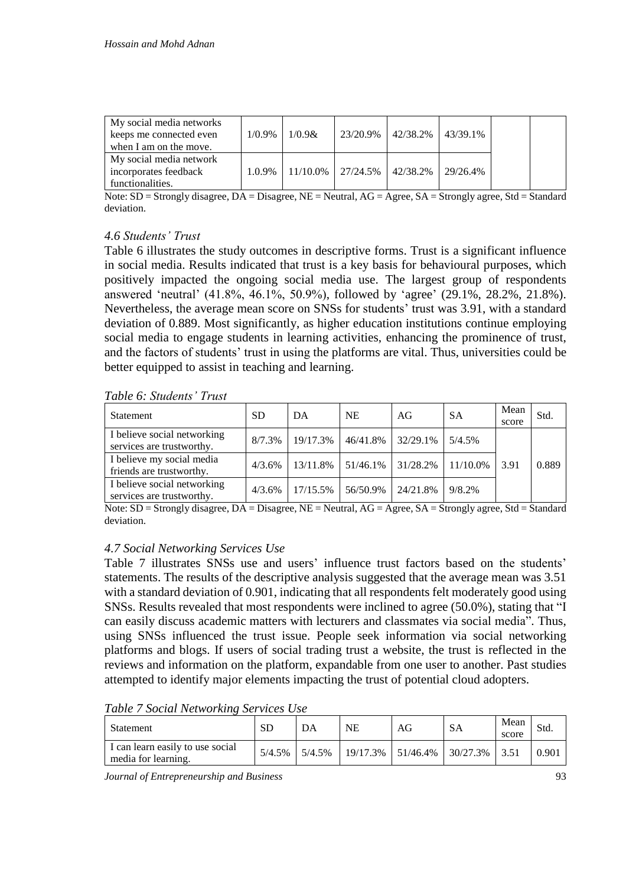| My social media networks keeps me connected even when I am on the move. | 1/0.9% | 1/0.9& | 23/20.9% | 42/38.2% | 43/39.1% | | |
|---|---|---|---|---|---|---|---|
| My social media network incorporates feedback functionalities. | 1.0.9% | 11/10.0% | 27/24.5% | 42/38.2% | 29/26.4% | | |

Note: SD = Strongly disagree, DA = Disagree, NE = Neutral, AG = Agree, SA = Strongly agree, Std = Standard deviation.

### *4.6 Students' Trust*

Table 6 illustrates the study outcomes in descriptive forms. Trust is a significant influence in social media. Results indicated that trust is a key basis for behavioural purposes, which positively impacted the ongoing social media use. The largest group of respondents answered 'neutral' (41.8%, 46.1%, 50.9%), followed by 'agree' (29.1%, 28.2%, 21.8%). Nevertheless, the average mean score on SNSs for students' trust was 3.91, with a standard deviation of 0.889. Most significantly, as higher education institutions continue employing social media to engage students in learning activities, enhancing the prominence of trust, and the factors of students' trust in using the platforms are vital. Thus, universities could be better equipped to assist in teaching and learning.

*Table 6: Students' Trust*

| Statement | SD | DA | NE | AG | SA | Mean score | Std. |
|---|---|---|---|---|---|---|---|
| I believe social networking services are trustworthy. | 8/7.3% | 19/17.3% | 46/41.8% | 32/29.1% | 5/4.5% | | |
| I believe my social media friends are trustworthy. | 4/3.6% | 13/11.8% | 51/46.1% | 31/28.2% | 11/10.0% | 3.91 | 0.889 |
| I believe social networking services are trustworthy. | 4/3.6% | 17/15.5% | 56/50.9% | 24/21.8% | 9/8.2% | | |

Note: SD = Strongly disagree, DA = Disagree, NE = Neutral, AG = Agree, SA = Strongly agree, Std = Standard deviation.

### *4.7 Social Networking Services Use*

Table 7 illustrates SNSs use and users' influence trust factors based on the students' statements. The results of the descriptive analysis suggested that the average mean was 3.51 with a standard deviation of 0.901, indicating that all respondents felt moderately good using SNSs. Results revealed that most respondents were inclined to agree (50.0%), stating that "I can easily discuss academic matters with lecturers and classmates via social media". Thus, using SNSs influenced the trust issue. People seek information via social networking platforms and blogs. If users of social trading trust a website, the trust is reflected in the reviews and information on the platform, expandable from one user to another. Past studies attempted to identify major elements impacting the trust of potential cloud adopters.

*Table 7 Social Networking Services Use*

| Statement | SD | DA | NE | AG | SA | Mean score | Std. |
|---|---|---|---|---|---|---|---|
| I can learn easily to use social media for learning. | 5/4.5% | 5/4.5% | 19/17.3% | 51/46.4% | 30/27.3% | 3.51 | 0.901 |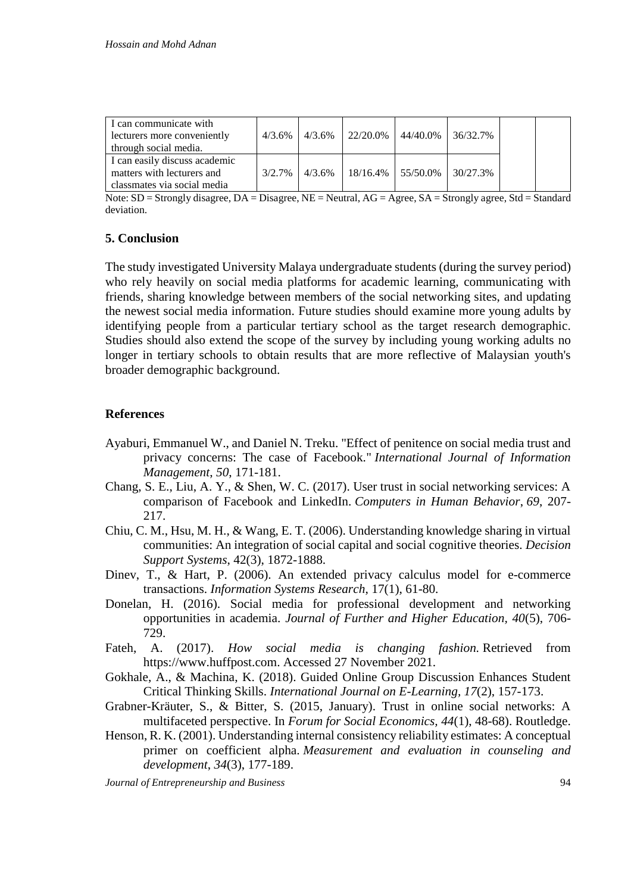| I can communicate with lecturers more conveniently through social media. | 4/3.6% | 4/3.6% | 22/20.0% | 44/40.0% | 36/32.7% | | |
|---|---|---|---|---|---|---|---|
| I can easily discuss academic matters with lecturers and classmates via social media | 3/2.7% | 4/3.6% | 18/16.4% | 55/50.0% | 30/27.3% | | |

Note: SD = Strongly disagree, DA = Disagree, NE = Neutral, AG = Agree, SA = Strongly agree, Std = Standard deviation.

## 5. Conclusion

The study investigated University Malaya undergraduate students (during the survey period) who rely heavily on social media platforms for academic learning, communicating with friends, sharing knowledge between members of the social networking sites, and updating the newest social media information. Future studies should examine more young adults by identifying people from a particular tertiary school as the target research demographic. Studies should also extend the scope of the survey by including young working adults no longer in tertiary schools to obtain results that are more reflective of Malaysian youth's broader demographic background.

## References

Ayaburi, Emmanuel W., and Daniel N. Treku. "Effect of penitence on social media trust and privacy concerns: The case of Facebook." *International Journal of Information Management*, *50*, 171-181.

Chang, S. E., Liu, A. Y., & Shen, W. C. (2017). User trust in social networking services: A comparison of Facebook and LinkedIn. *Computers in Human Behavior*, *69*, 207-217.

Chiu, C. M., Hsu, M. H., & Wang, E. T. (2006). Understanding knowledge sharing in virtual communities: An integration of social capital and social cognitive theories. *Decision Support Systems*, 42(3), 1872-1888.

Dinev, T., & Hart, P. (2006). An extended privacy calculus model for e-commerce transactions. *Information Systems Research*, 17(1), 61-80.

Donelan, H. (2016). Social media for professional development and networking opportunities in academia. *Journal of Further and Higher Education*, *40*(5), 706-729.

Fateh, A. (2017). *How social media is changing fashion.* Retrieved from https://www.huffpost.com. Accessed 27 November 2021.

Gokhale, A., & Machina, K. (2018). Guided Online Group Discussion Enhances Student Critical Thinking Skills. *International Journal on E-Learning*, *17*(2), 157-173.

Grabner-Kräuter, S., & Bitter, S. (2015, January). Trust in online social networks: A multifaceted perspective. In *Forum for Social Economics*, *44*(1), 48-68). Routledge.

Henson, R. K. (2001). Understanding internal consistency reliability estimates: A conceptual primer on coefficient alpha. *Measurement and evaluation in counseling and development*, *34*(3), 177-189.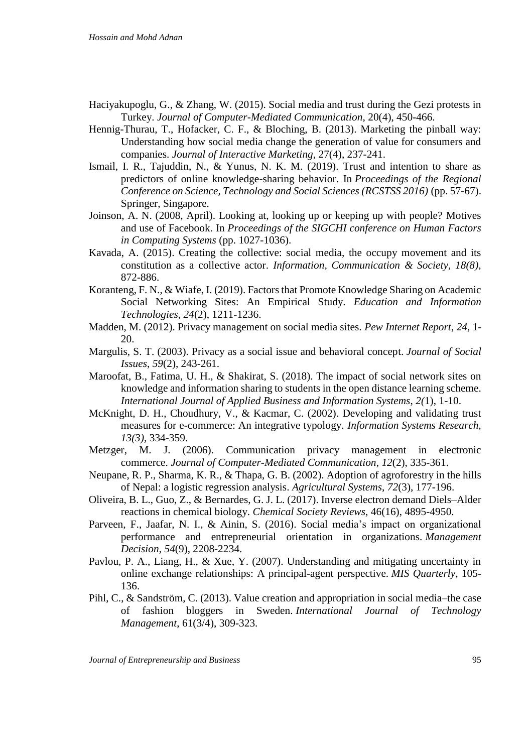Haciyakupoglu, G., & Zhang, W. (2015). Social media and trust during the Gezi protests in Turkey. *Journal of Computer-Mediated Communication*, 20(4), 450-466.

Hennig-Thurau, T., Hofacker, C. F., & Bloching, B. (2013). Marketing the pinball way: Understanding how social media change the generation of value for consumers and companies. *Journal of Interactive Marketing*, 27(4), 237-241.

Ismail, I. R., Tajuddin, N., & Yunus, N. K. M. (2019). Trust and intention to share as predictors of online knowledge-sharing behavior. In *Proceedings of the Regional Conference on Science, Technology and Social Sciences (RCSTSS 2016)* (pp. 57-67). Springer, Singapore.

Joinson, A. N. (2008, April). Looking at, looking up or keeping up with people? Motives and use of Facebook. In *Proceedings of the SIGCHI conference on Human Factors in Computing Systems* (pp. 1027-1036).

Kavada, A. (2015). Creating the collective: social media, the occupy movement and its constitution as a collective actor. *Information, Communication & Society, 18(8),* 872-886.

Koranteng, F. N., & Wiafe, I. (2019). Factors that Promote Knowledge Sharing on Academic Social Networking Sites: An Empirical Study. *Education and Information Technologies, 24*(2), 1211-1236.

Madden, M. (2012). Privacy management on social media sites. *Pew Internet Report*, *24*, 1-20.

Margulis, S. T. (2003). Privacy as a social issue and behavioral concept. *Journal of Social Issues*, *59*(2), 243-261.

Maroofat, B., Fatima, U. H., & Shakirat, S. (2018). The impact of social network sites on knowledge and information sharing to students in the open distance learning scheme. *International Journal of Applied Business and Information Systems*, *2(*1), 1-10.

McKnight, D. H., Choudhury, V., & Kacmar, C. (2002). Developing and validating trust measures for e-commerce: An integrative typology. *Information Systems Research, 13(3),* 334-359.

Metzger, M. J. (2006). Communication privacy management in electronic commerce. *Journal of Computer-Mediated Communication*, *12*(2), 335-361.

Neupane, R. P., Sharma, K. R., & Thapa, G. B. (2002). Adoption of agroforestry in the hills of Nepal: a logistic regression analysis. *Agricultural Systems*, *72*(3), 177-196.

Oliveira, B. L., Guo, Z., & Bernardes, G. J. L. (2017). Inverse electron demand Diels–Alder reactions in chemical biology. *Chemical Society Reviews*, 46(16), 4895-4950.

Parveen, F., Jaafar, N. I., & Ainin, S. (2016). Social media's impact on organizational performance and entrepreneurial orientation in organizations. *Management Decision*, *54*(9), 2208-2234.

Pavlou, P. A., Liang, H., & Xue, Y. (2007). Understanding and mitigating uncertainty in online exchange relationships: A principal-agent perspective. *MIS Quarterly*, 105-136.

Pihl, C., & Sandström, C. (2013). Value creation and appropriation in social media–the case of fashion bloggers in Sweden. *International Journal of Technology Management*, 61(3/4), 309-323.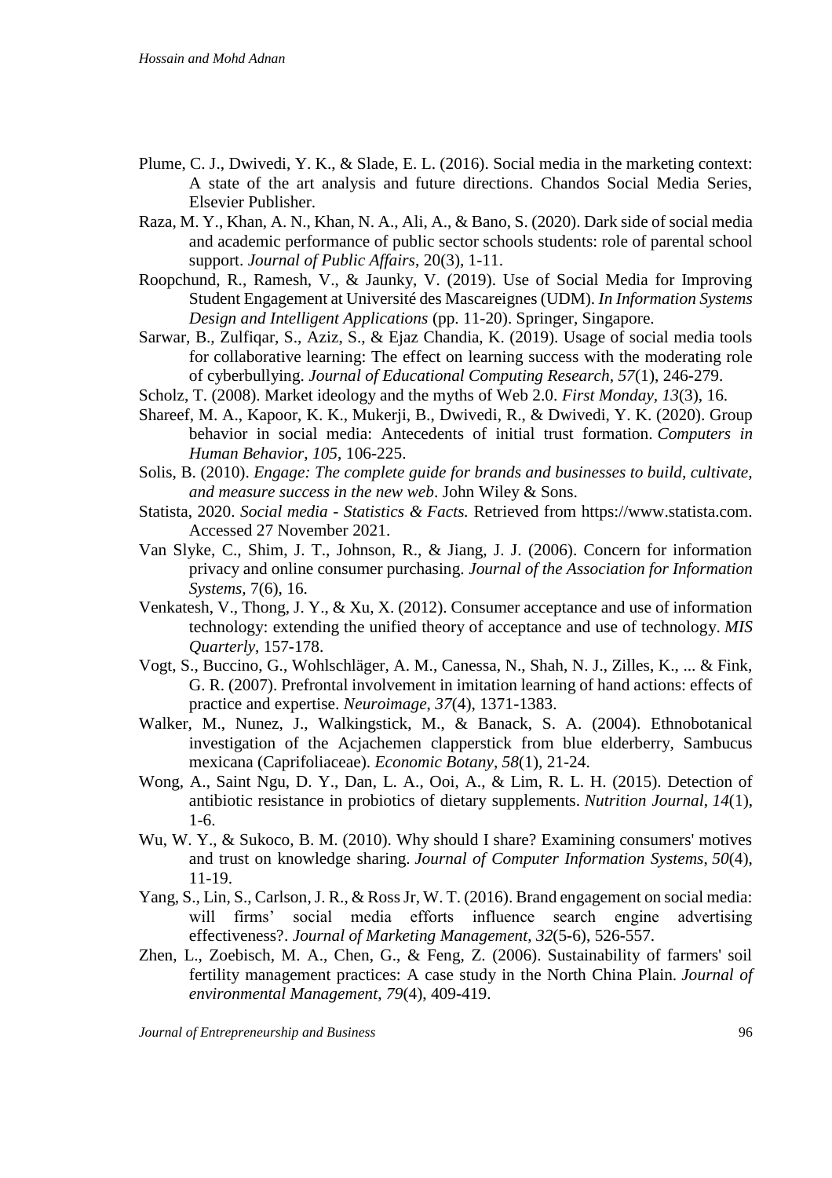Plume, C. J., Dwivedi, Y. K., & Slade, E. L. (2016). Social media in the marketing context: A state of the art analysis and future directions. Chandos Social Media Series, Elsevier Publisher.

Raza, M. Y., Khan, A. N., Khan, N. A., Ali, A., & Bano, S. (2020). Dark side of social media and academic performance of public sector schools students: role of parental school support. *Journal of Public Affairs*, 20(3), 1-11.

Roopchund, R., Ramesh, V., & Jaunky, V. (2019). Use of Social Media for Improving Student Engagement at Université des Mascareignes (UDM). *In Information Systems Design and Intelligent Applications* (pp. 11-20). Springer, Singapore.

Sarwar, B., Zulfiqar, S., Aziz, S., & Ejaz Chandia, K. (2019). Usage of social media tools for collaborative learning: The effect on learning success with the moderating role of cyberbullying. *Journal of Educational Computing Research, 57*(1), 246-279.

Scholz, T. (2008). Market ideology and the myths of Web 2.0. *First Monday, 13*(3), 16.

Shareef, M. A., Kapoor, K. K., Mukerji, B., Dwivedi, R., & Dwivedi, Y. K. (2020). Group behavior in social media: Antecedents of initial trust formation. *Computers in Human Behavior*, *105*, 106-225.

Solis, B. (2010). *Engage: The complete guide for brands and businesses to build, cultivate, and measure success in the new web*. John Wiley & Sons.

Statista, 2020. *Social media - Statistics & Facts.* Retrieved from https://www.statista.com. Accessed 27 November 2021.

Van Slyke, C., Shim, J. T., Johnson, R., & Jiang, J. J. (2006). Concern for information privacy and online consumer purchasing. *Journal of the Association for Information Systems*, 7(6), 16.

Venkatesh, V., Thong, J. Y., & Xu, X. (2012). Consumer acceptance and use of information technology: extending the unified theory of acceptance and use of technology. *MIS Quarterly*, 157-178.

Vogt, S., Buccino, G., Wohlschläger, A. M., Canessa, N., Shah, N. J., Zilles, K., ... & Fink, G. R. (2007). Prefrontal involvement in imitation learning of hand actions: effects of practice and expertise. *Neuroimage*, *37*(4), 1371-1383.

Walker, M., Nunez, J., Walkingstick, M., & Banack, S. A. (2004). Ethnobotanical investigation of the Acjachemen clapperstick from blue elderberry, Sambucus mexicana (Caprifoliaceae). *Economic Botany*, *58*(1), 21-24.

Wong, A., Saint Ngu, D. Y., Dan, L. A., Ooi, A., & Lim, R. L. H. (2015). Detection of antibiotic resistance in probiotics of dietary supplements. *Nutrition Journal*, *14*(1), 1-6.

Wu, W. Y., & Sukoco, B. M. (2010). Why should I share? Examining consumers' motives and trust on knowledge sharing. *Journal of Computer Information Systems*, *50*(4), 11-19.

Yang, S., Lin, S., Carlson, J. R., & Ross Jr, W. T. (2016). Brand engagement on social media: will firms' social media efforts influence search engine advertising effectiveness?. *Journal of Marketing Management*, *32*(5-6), 526-557.

Zhen, L., Zoebisch, M. A., Chen, G., & Feng, Z. (2006). Sustainability of farmers' soil fertility management practices: A case study in the North China Plain. *Journal of environmental Management*, *79*(4), 409-419.